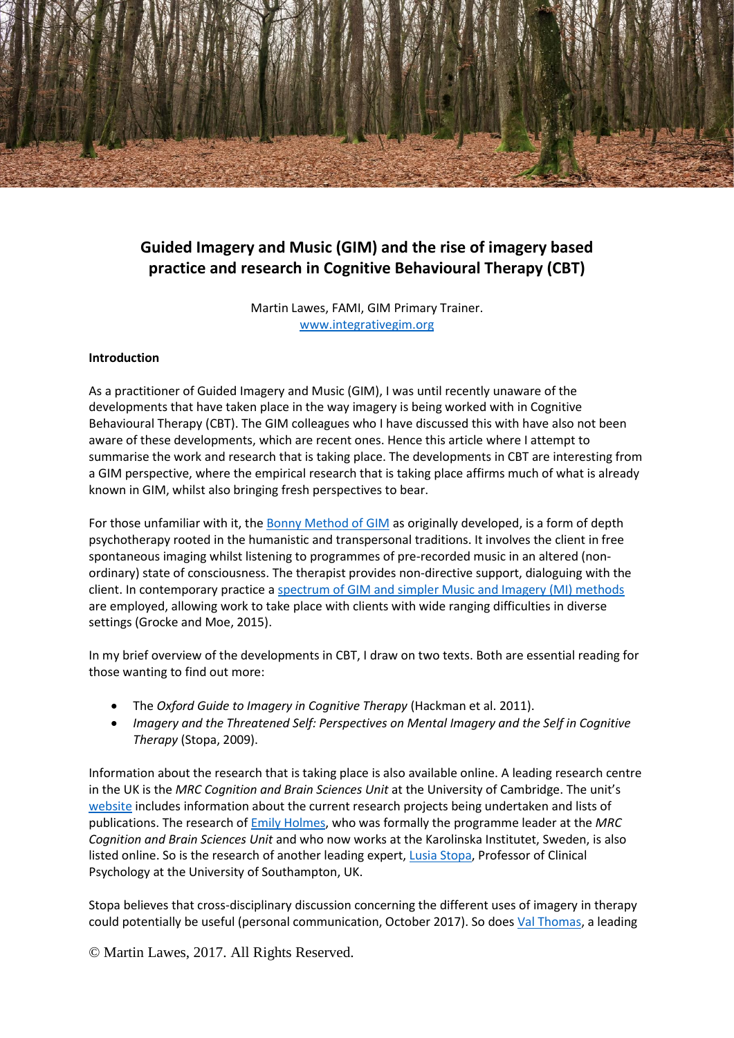# Guided Imagery and Music (GIM) and the rise of imagery based practice and research in Cognitive Behavioural Therapy (CBT)

Martin Lawes, FAMI, GIM Primary Trainer.
www.integrativegim.org

**Introduction**

As a practitioner of Guided Imagery and Music (GIM), I was until recently unaware of the developments that have taken place in the way imagery is being worked with in Cognitive Behavioural Therapy (CBT). The GIM colleagues who I have discussed this with have also not been aware of these developments, which are recent ones. Hence this article where I attempt to summarise the work and research that is taking place. The developments in CBT are interesting from a GIM perspective, where the empirical research that is taking place affirms much of what is already known in GIM, whilst also bringing fresh perspectives to bear.

For those unfamiliar with it, the Bonny Method of GIM as originally developed, is a form of depth psychotherapy rooted in the humanistic and transpersonal traditions. It involves the client in free spontaneous imaging whilst listening to programmes of pre-recorded music in an altered (non-ordinary) state of consciousness. The therapist provides non-directive support, dialoguing with the client. In contemporary practice a spectrum of GIM and simpler Music and Imagery (MI) methods are employed, allowing work to take place with clients with wide ranging difficulties in diverse settings (Grocke and Moe, 2015).

In my brief overview of the developments in CBT, I draw on two texts. Both are essential reading for those wanting to find out more:

- The *Oxford Guide to Imagery in Cognitive Therapy* (Hackman et al. 2011).
- *Imagery and the Threatened Self: Perspectives on Mental Imagery and the Self in Cognitive Therapy* (Stopa, 2009).

Information about the research that is taking place is also available online. A leading research centre in the UK is the *MRC Cognition and Brain Sciences Unit* at the University of Cambridge. The unit's website includes information about the current research projects being undertaken and lists of publications. The research of Emily Holmes, who was formally the programme leader at the *MRC Cognition and Brain Sciences Unit* and who now works at the Karolinska Institutet, Sweden, is also listed online. So is the research of another leading expert, Lusia Stopa, Professor of Clinical Psychology at the University of Southampton, UK.

Stopa believes that cross-disciplinary discussion concerning the different uses of imagery in therapy could potentially be useful (personal communication, October 2017). So does Val Thomas, a leading

© Martin Lawes, 2017. All Rights Reserved.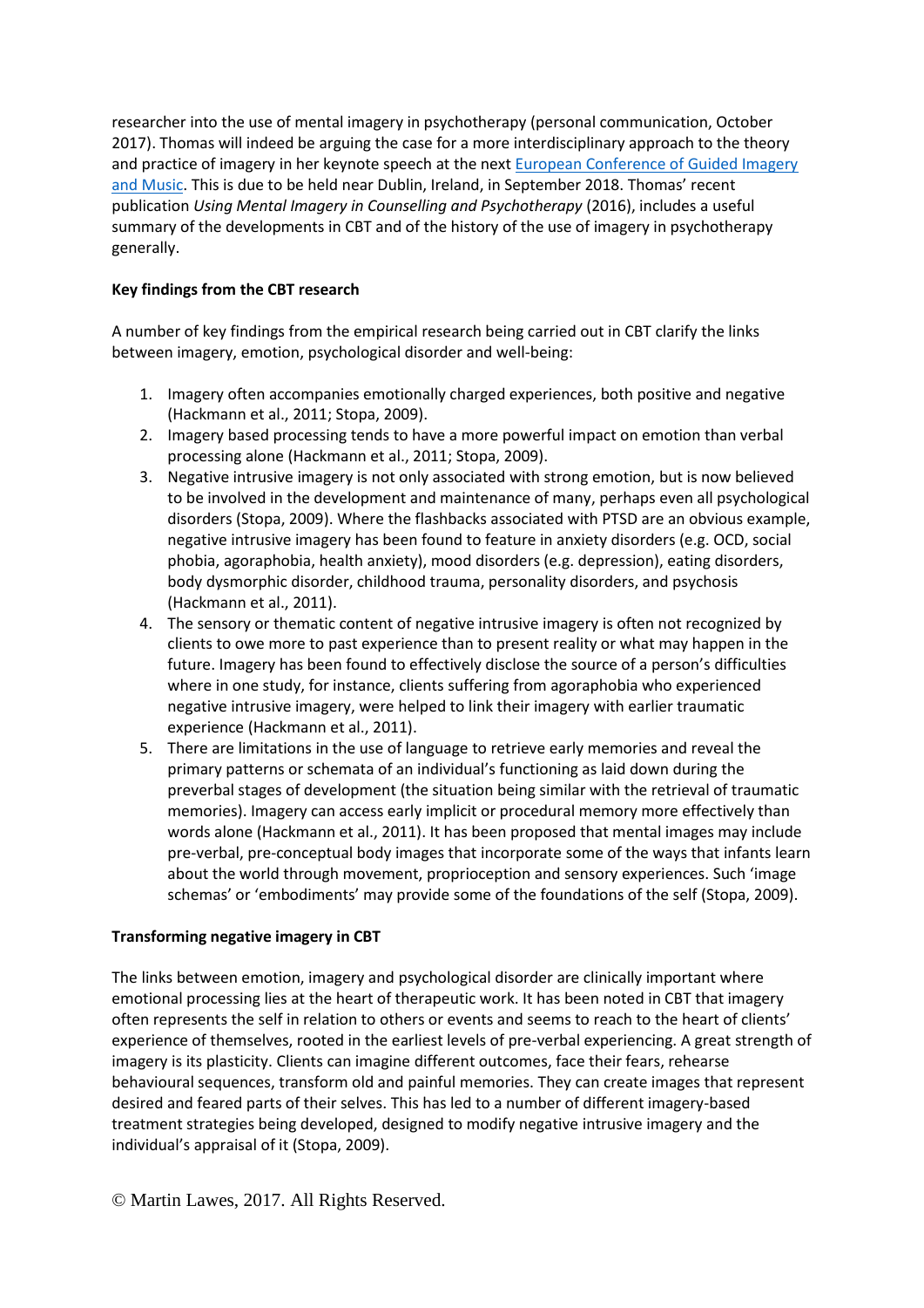researcher into the use of mental imagery in psychotherapy (personal communication, October 2017). Thomas will indeed be arguing the case for a more interdisciplinary approach to the theory and practice of imagery in her keynote speech at the next [European Conference of Guided Imagery and Music](). This is due to be held near Dublin, Ireland, in September 2018. Thomas' recent publication *Using Mental Imagery in Counselling and Psychotherapy* (2016), includes a useful summary of the developments in CBT and of the history of the use of imagery in psychotherapy generally.

**Key findings from the CBT research**

A number of key findings from the empirical research being carried out in CBT clarify the links between imagery, emotion, psychological disorder and well-being:

1. Imagery often accompanies emotionally charged experiences, both positive and negative (Hackmann et al., 2011; Stopa, 2009).
2. Imagery based processing tends to have a more powerful impact on emotion than verbal processing alone (Hackmann et al., 2011; Stopa, 2009).
3. Negative intrusive imagery is not only associated with strong emotion, but is now believed to be involved in the development and maintenance of many, perhaps even all psychological disorders (Stopa, 2009). Where the flashbacks associated with PTSD are an obvious example, negative intrusive imagery has been found to feature in anxiety disorders (e.g. OCD, social phobia, agoraphobia, health anxiety), mood disorders (e.g. depression), eating disorders, body dysmorphic disorder, childhood trauma, personality disorders, and psychosis (Hackmann et al., 2011).
4. The sensory or thematic content of negative intrusive imagery is often not recognized by clients to owe more to past experience than to present reality or what may happen in the future. Imagery has been found to effectively disclose the source of a person's difficulties where in one study, for instance, clients suffering from agoraphobia who experienced negative intrusive imagery, were helped to link their imagery with earlier traumatic experience (Hackmann et al., 2011).
5. There are limitations in the use of language to retrieve early memories and reveal the primary patterns or schemata of an individual's functioning as laid down during the preverbal stages of development (the situation being similar with the retrieval of traumatic memories). Imagery can access early implicit or procedural memory more effectively than words alone (Hackmann et al., 2011). It has been proposed that mental images may include pre-verbal, pre-conceptual body images that incorporate some of the ways that infants learn about the world through movement, proprioception and sensory experiences. Such 'image schemas' or 'embodiments' may provide some of the foundations of the self (Stopa, 2009).

**Transforming negative imagery in CBT**

The links between emotion, imagery and psychological disorder are clinically important where emotional processing lies at the heart of therapeutic work. It has been noted in CBT that imagery often represents the self in relation to others or events and seems to reach to the heart of clients' experience of themselves, rooted in the earliest levels of pre-verbal experiencing. A great strength of imagery is its plasticity. Clients can imagine different outcomes, face their fears, rehearse behavioural sequences, transform old and painful memories. They can create images that represent desired and feared parts of their selves. This has led to a number of different imagery-based treatment strategies being developed, designed to modify negative intrusive imagery and the individual's appraisal of it (Stopa, 2009).

© Martin Lawes, 2017. All Rights Reserved.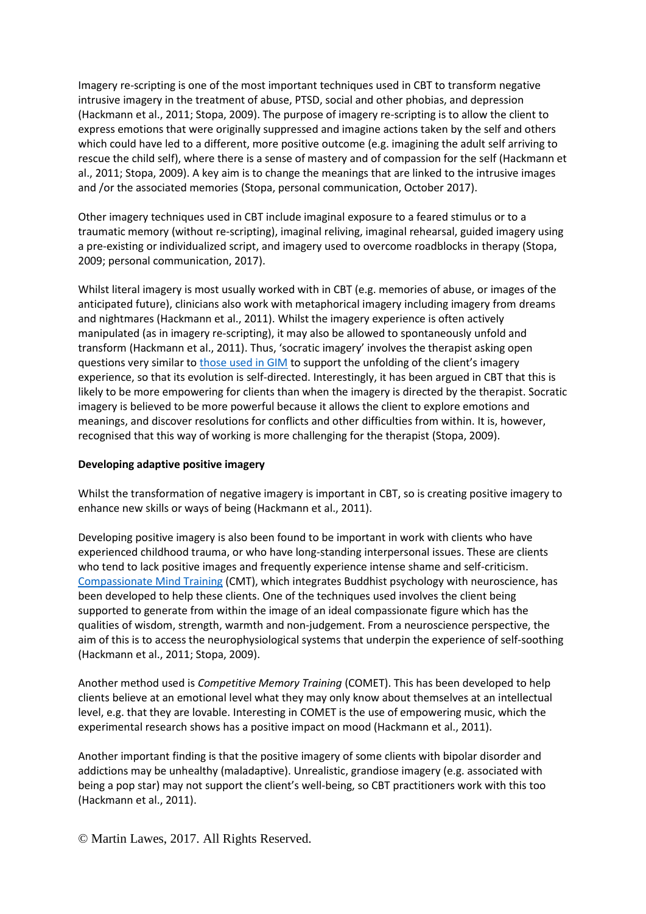Imagery re-scripting is one of the most important techniques used in CBT to transform negative intrusive imagery in the treatment of abuse, PTSD, social and other phobias, and depression (Hackmann et al., 2011; Stopa, 2009). The purpose of imagery re-scripting is to allow the client to express emotions that were originally suppressed and imagine actions taken by the self and others which could have led to a different, more positive outcome (e.g. imagining the adult self arriving to rescue the child self), where there is a sense of mastery and of compassion for the self (Hackmann et al., 2011; Stopa, 2009). A key aim is to change the meanings that are linked to the intrusive images and /or the associated memories (Stopa, personal communication, October 2017).

Other imagery techniques used in CBT include imaginal exposure to a feared stimulus or to a traumatic memory (without re-scripting), imaginal reliving, imaginal rehearsal, guided imagery using a pre-existing or individualized script, and imagery used to overcome roadblocks in therapy (Stopa, 2009; personal communication, 2017).

Whilst literal imagery is most usually worked with in CBT (e.g. memories of abuse, or images of the anticipated future), clinicians also work with metaphorical imagery including imagery from dreams and nightmares (Hackmann et al., 2011). Whilst the imagery experience is often actively manipulated (as in imagery re-scripting), it may also be allowed to spontaneously unfold and transform (Hackmann et al., 2011). Thus, 'socratic imagery' involves the therapist asking open questions very similar to those used in GIM to support the unfolding of the client's imagery experience, so that its evolution is self-directed. Interestingly, it has been argued in CBT that this is likely to be more empowering for clients than when the imagery is directed by the therapist. Socratic imagery is believed to be more powerful because it allows the client to explore emotions and meanings, and discover resolutions for conflicts and other difficulties from within. It is, however, recognised that this way of working is more challenging for the therapist (Stopa, 2009).

**Developing adaptive positive imagery**

Whilst the transformation of negative imagery is important in CBT, so is creating positive imagery to enhance new skills or ways of being (Hackmann et al., 2011).

Developing positive imagery is also been found to be important in work with clients who have experienced childhood trauma, or who have long-standing interpersonal issues. These are clients who tend to lack positive images and frequently experience intense shame and self-criticism. Compassionate Mind Training (CMT), which integrates Buddhist psychology with neuroscience, has been developed to help these clients. One of the techniques used involves the client being supported to generate from within the image of an ideal compassionate figure which has the qualities of wisdom, strength, warmth and non-judgement. From a neuroscience perspective, the aim of this is to access the neurophysiological systems that underpin the experience of self-soothing (Hackmann et al., 2011; Stopa, 2009).

Another method used is *Competitive Memory Training* (COMET). This has been developed to help clients believe at an emotional level what they may only know about themselves at an intellectual level, e.g. that they are lovable. Interesting in COMET is the use of empowering music, which the experimental research shows has a positive impact on mood (Hackmann et al., 2011).

Another important finding is that the positive imagery of some clients with bipolar disorder and addictions may be unhealthy (maladaptive). Unrealistic, grandiose imagery (e.g. associated with being a pop star) may not support the client's well-being, so CBT practitioners work with this too (Hackmann et al., 2011).

© Martin Lawes, 2017. All Rights Reserved.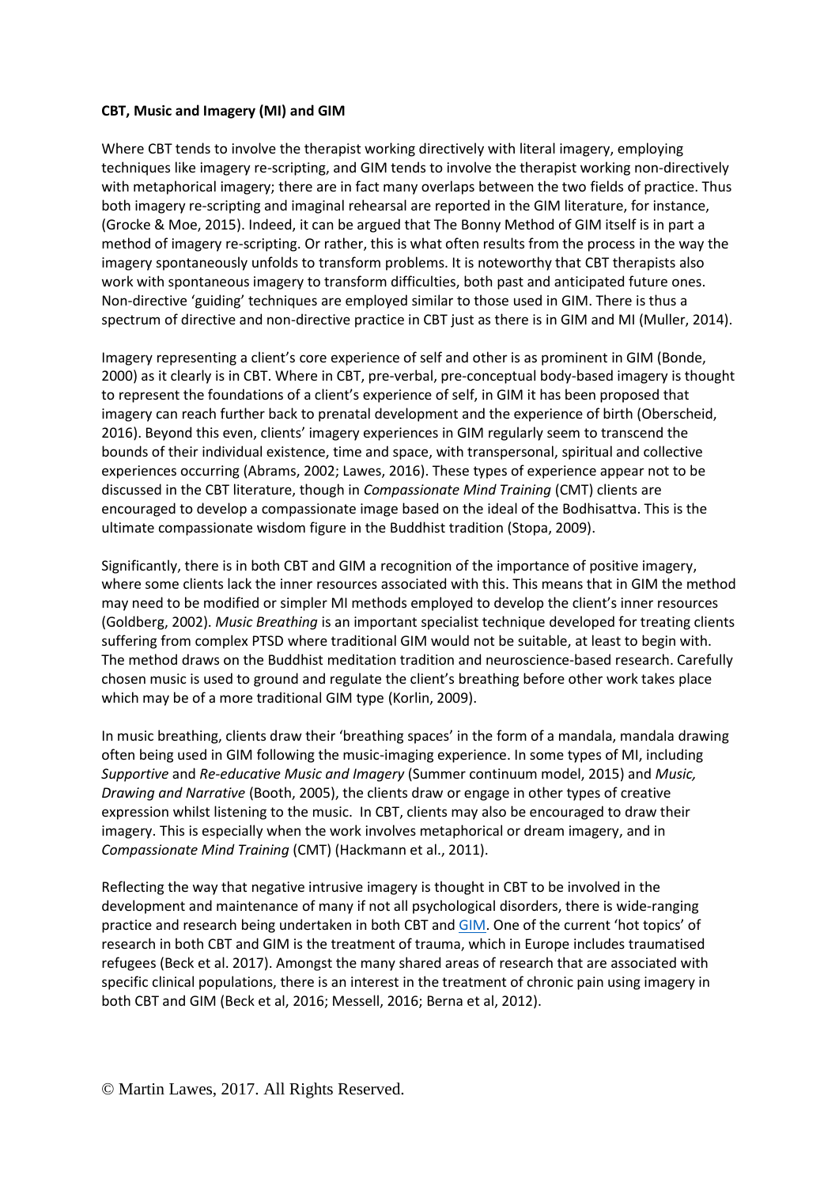**CBT, Music and Imagery (MI) and GIM**

Where CBT tends to involve the therapist working directively with literal imagery, employing techniques like imagery re-scripting, and GIM tends to involve the therapist working non-directively with metaphorical imagery; there are in fact many overlaps between the two fields of practice. Thus both imagery re-scripting and imaginal rehearsal are reported in the GIM literature, for instance, (Grocke & Moe, 2015). Indeed, it can be argued that The Bonny Method of GIM itself is in part a method of imagery re-scripting. Or rather, this is what often results from the process in the way the imagery spontaneously unfolds to transform problems. It is noteworthy that CBT therapists also work with spontaneous imagery to transform difficulties, both past and anticipated future ones. Non-directive 'guiding' techniques are employed similar to those used in GIM. There is thus a spectrum of directive and non-directive practice in CBT just as there is in GIM and MI (Muller, 2014).

Imagery representing a client's core experience of self and other is as prominent in GIM (Bonde, 2000) as it clearly is in CBT. Where in CBT, pre-verbal, pre-conceptual body-based imagery is thought to represent the foundations of a client's experience of self, in GIM it has been proposed that imagery can reach further back to prenatal development and the experience of birth (Oberscheid, 2016). Beyond this even, clients' imagery experiences in GIM regularly seem to transcend the bounds of their individual existence, time and space, with transpersonal, spiritual and collective experiences occurring (Abrams, 2002; Lawes, 2016). These types of experience appear not to be discussed in the CBT literature, though in *Compassionate Mind Training* (CMT) clients are encouraged to develop a compassionate image based on the ideal of the Bodhisattva. This is the ultimate compassionate wisdom figure in the Buddhist tradition (Stopa, 2009).

Significantly, there is in both CBT and GIM a recognition of the importance of positive imagery, where some clients lack the inner resources associated with this. This means that in GIM the method may need to be modified or simpler MI methods employed to develop the client's inner resources (Goldberg, 2002). *Music Breathing* is an important specialist technique developed for treating clients suffering from complex PTSD where traditional GIM would not be suitable, at least to begin with. The method draws on the Buddhist meditation tradition and neuroscience-based research. Carefully chosen music is used to ground and regulate the client's breathing before other work takes place which may be of a more traditional GIM type (Korlin, 2009).

In music breathing, clients draw their 'breathing spaces' in the form of a mandala, mandala drawing often being used in GIM following the music-imaging experience. In some types of MI, including *Supportive* and *Re-educative Music and Imagery* (Summer continuum model, 2015) and *Music, Drawing and Narrative* (Booth, 2005), the clients draw or engage in other types of creative expression whilst listening to the music. In CBT, clients may also be encouraged to draw their imagery. This is especially when the work involves metaphorical or dream imagery, and in *Compassionate Mind Training* (CMT) (Hackmann et al., 2011).

Reflecting the way that negative intrusive imagery is thought in CBT to be involved in the development and maintenance of many if not all psychological disorders, there is wide-ranging practice and research being undertaken in both CBT and GIM. One of the current 'hot topics' of research in both CBT and GIM is the treatment of trauma, which in Europe includes traumatised refugees (Beck et al. 2017). Amongst the many shared areas of research that are associated with specific clinical populations, there is an interest in the treatment of chronic pain using imagery in both CBT and GIM (Beck et al, 2016; Messell, 2016; Berna et al, 2012).

© Martin Lawes, 2017. All Rights Reserved.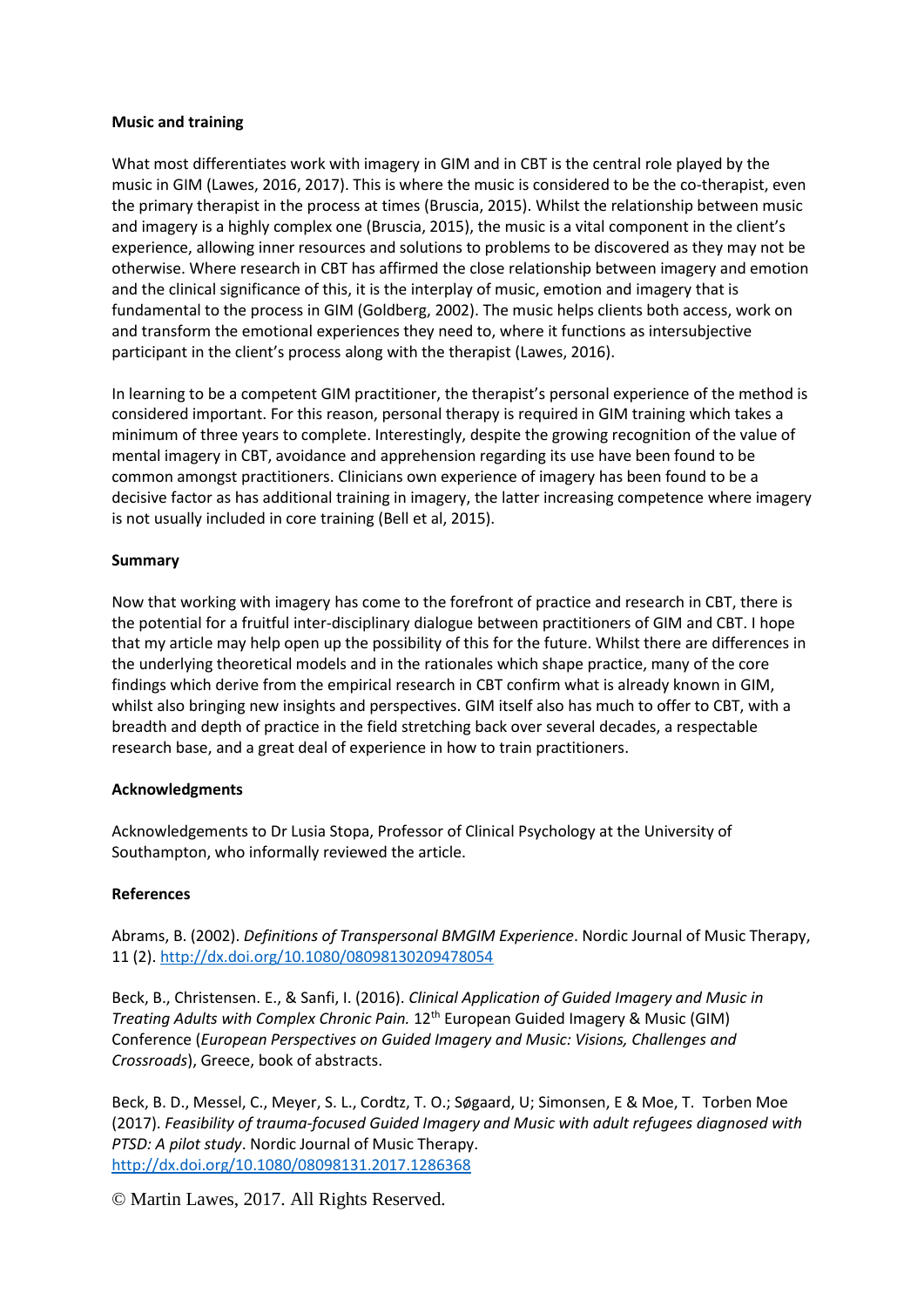**Music and training**

What most differentiates work with imagery in GIM and in CBT is the central role played by the music in GIM (Lawes, 2016, 2017). This is where the music is considered to be the co-therapist, even the primary therapist in the process at times (Bruscia, 2015). Whilst the relationship between music and imagery is a highly complex one (Bruscia, 2015), the music is a vital component in the client's experience, allowing inner resources and solutions to problems to be discovered as they may not be otherwise. Where research in CBT has affirmed the close relationship between imagery and emotion and the clinical significance of this, it is the interplay of music, emotion and imagery that is fundamental to the process in GIM (Goldberg, 2002). The music helps clients both access, work on and transform the emotional experiences they need to, where it functions as intersubjective participant in the client's process along with the therapist (Lawes, 2016).

In learning to be a competent GIM practitioner, the therapist's personal experience of the method is considered important. For this reason, personal therapy is required in GIM training which takes a minimum of three years to complete. Interestingly, despite the growing recognition of the value of mental imagery in CBT, avoidance and apprehension regarding its use have been found to be common amongst practitioners. Clinicians own experience of imagery has been found to be a decisive factor as has additional training in imagery, the latter increasing competence where imagery is not usually included in core training (Bell et al, 2015).

**Summary**

Now that working with imagery has come to the forefront of practice and research in CBT, there is the potential for a fruitful inter-disciplinary dialogue between practitioners of GIM and CBT. I hope that my article may help open up the possibility of this for the future. Whilst there are differences in the underlying theoretical models and in the rationales which shape practice, many of the core findings which derive from the empirical research in CBT confirm what is already known in GIM, whilst also bringing new insights and perspectives. GIM itself also has much to offer to CBT, with a breadth and depth of practice in the field stretching back over several decades, a respectable research base, and a great deal of experience in how to train practitioners.

**Acknowledgments**

Acknowledgements to Dr Lusia Stopa, Professor of Clinical Psychology at the University of Southampton, who informally reviewed the article.

**References**

Abrams, B. (2002). *Definitions of Transpersonal BMGIM Experience*. Nordic Journal of Music Therapy, 11 (2). http://dx.doi.org/10.1080/08098130209478054

Beck, B., Christensen. E., & Sanfi, I. (2016). *Clinical Application of Guided Imagery and Music in Treating Adults with Complex Chronic Pain.* 12th European Guided Imagery & Music (GIM) Conference (*European Perspectives on Guided Imagery and Music: Visions, Challenges and Crossroads*), Greece, book of abstracts.

Beck, B. D., Messel, C., Meyer, S. L., Cordtz, T. O.; Søgaard, U; Simonsen, E & Moe, T. Torben Moe (2017). *Feasibility of trauma-focused Guided Imagery and Music with adult refugees diagnosed with PTSD: A pilot study*. Nordic Journal of Music Therapy. http://dx.doi.org/10.1080/08098131.2017.1286368

© Martin Lawes, 2017. All Rights Reserved.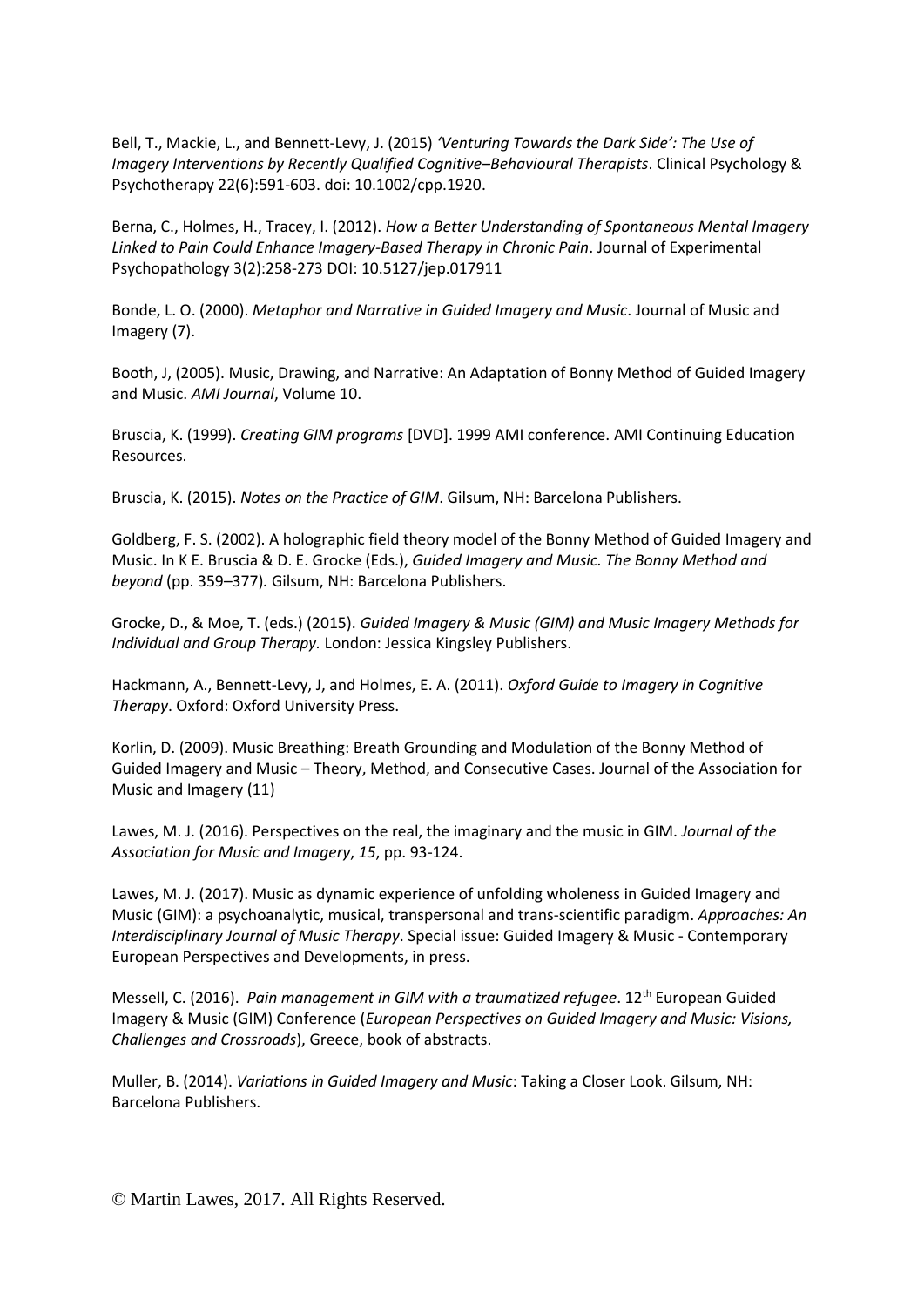Bell, T., Mackie, L., and Bennett-Levy, J. (2015) *'Venturing Towards the Dark Side': The Use of Imagery Interventions by Recently Qualified Cognitive–Behavioural Therapists*. Clinical Psychology & Psychotherapy 22(6):591-603. doi: 10.1002/cpp.1920.

Berna, C., Holmes, H., Tracey, I. (2012). *How a Better Understanding of Spontaneous Mental Imagery Linked to Pain Could Enhance Imagery-Based Therapy in Chronic Pain*. Journal of Experimental Psychopathology 3(2):258-273 DOI: 10.5127/jep.017911

Bonde, L. O. (2000). *Metaphor and Narrative in Guided Imagery and Music*. Journal of Music and Imagery (7).

Booth, J, (2005). Music, Drawing, and Narrative: An Adaptation of Bonny Method of Guided Imagery and Music. *AMI Journal*, Volume 10.

Bruscia, K. (1999). *Creating GIM programs* [DVD]. 1999 AMI conference. AMI Continuing Education Resources.

Bruscia, K. (2015). *Notes on the Practice of GIM*. Gilsum, NH: Barcelona Publishers.

Goldberg, F. S. (2002). A holographic field theory model of the Bonny Method of Guided Imagery and Music. In K E. Bruscia & D. E. Grocke (Eds.), *Guided Imagery and Music. The Bonny Method and beyond* (pp. 359–377). Gilsum, NH: Barcelona Publishers.

Grocke, D., & Moe, T. (eds.) (2015). *Guided Imagery & Music (GIM) and Music Imagery Methods for Individual and Group Therapy.* London: Jessica Kingsley Publishers.

Hackmann, A., Bennett-Levy, J, and Holmes, E. A. (2011). *Oxford Guide to Imagery in Cognitive Therapy*. Oxford: Oxford University Press.

Korlin, D. (2009). Music Breathing: Breath Grounding and Modulation of the Bonny Method of Guided Imagery and Music – Theory, Method, and Consecutive Cases. Journal of the Association for Music and Imagery (11)

Lawes, M. J. (2016). Perspectives on the real, the imaginary and the music in GIM. *Journal of the Association for Music and Imagery*, *15*, pp. 93-124.

Lawes, M. J. (2017). Music as dynamic experience of unfolding wholeness in Guided Imagery and Music (GIM): a psychoanalytic, musical, transpersonal and trans-scientific paradigm. *Approaches: An Interdisciplinary Journal of Music Therapy*. Special issue: Guided Imagery & Music - Contemporary European Perspectives and Developments, in press.

Messell, C. (2016). *Pain management in GIM with a traumatized refugee*. 12th European Guided Imagery & Music (GIM) Conference (*European Perspectives on Guided Imagery and Music: Visions, Challenges and Crossroads*), Greece, book of abstracts.

Muller, B. (2014). *Variations in Guided Imagery and Music*: Taking a Closer Look. Gilsum, NH: Barcelona Publishers.

© Martin Lawes, 2017. All Rights Reserved.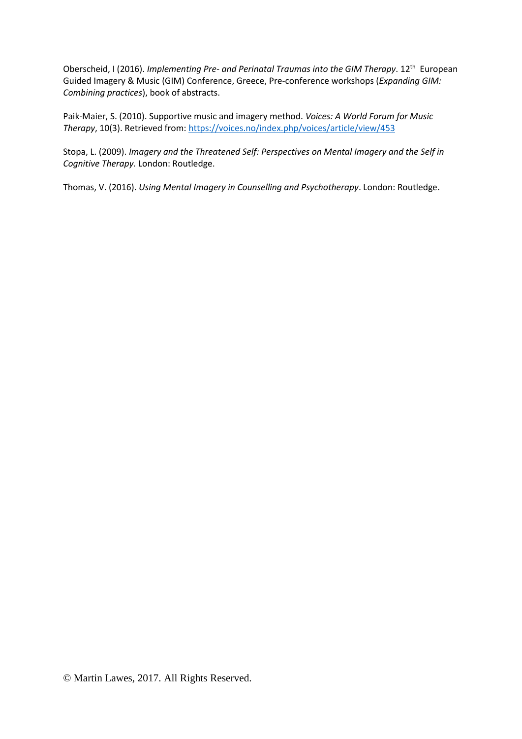Oberscheid, I (2016). *Implementing Pre- and Perinatal Traumas into the GIM Therapy*. 12th European Guided Imagery & Music (GIM) Conference, Greece, Pre-conference workshops (*Expanding GIM: Combining practices*), book of abstracts.

Paik-Maier, S. (2010). Supportive music and imagery method. *Voices: A World Forum for Music Therapy*, 10(3). Retrieved from: https://voices.no/index.php/voices/article/view/453

Stopa, L. (2009). *Imagery and the Threatened Self: Perspectives on Mental Imagery and the Self in Cognitive Therapy.* London: Routledge.

Thomas, V. (2016). *Using Mental Imagery in Counselling and Psychotherapy*. London: Routledge.

© Martin Lawes, 2017. All Rights Reserved.